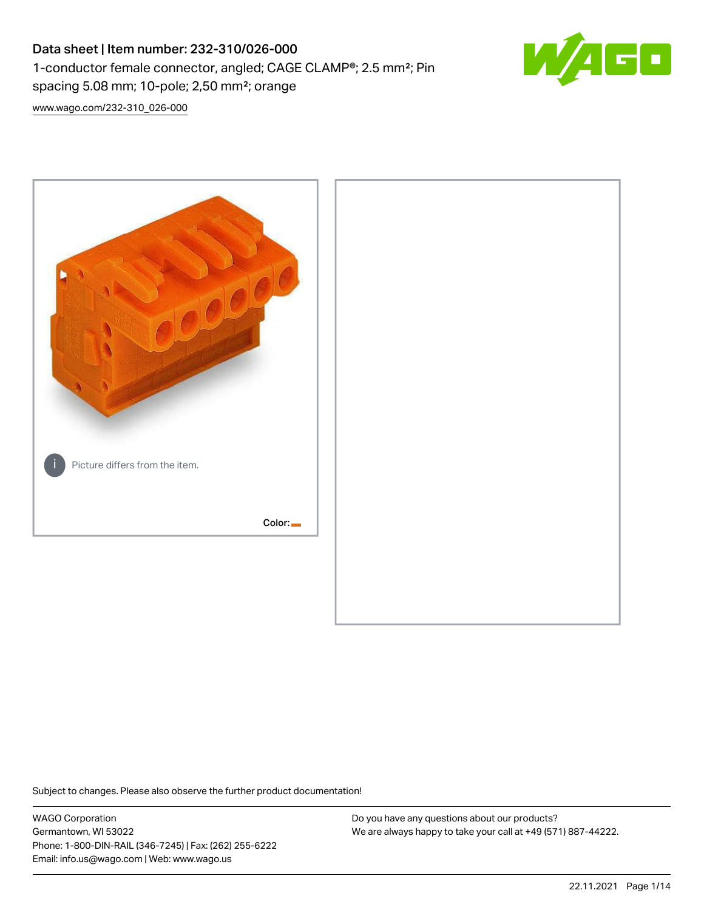# Data sheet | Item number: 232-310/026-000

1-conductor female connector, angled; CAGE CLAMP®; 2.5 mm²; Pin spacing 5.08 mm; 10-pole; 2,50 mm²; orange

www.wago.com/232-310_026-000

Picture differs from the item.

Color:

Subject to changes. Please also observe the further product documentation!

WAGO Corporation
Germantown, WI 53022
Phone: 1-800-DIN-RAIL (346-7245) | Fax: (262) 255-6222
Email: info.us@wago.com | Web: www.wago.us

Do you have any questions about our products?
We are always happy to take your call at +49 (571) 887-44222.

22.11.2021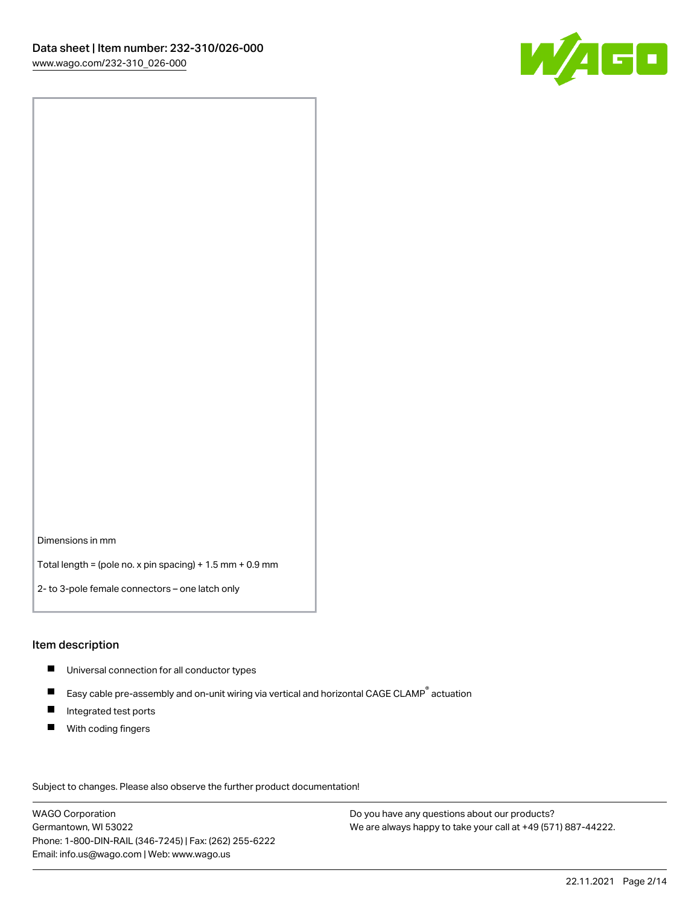Dimensions in mm

Total length = (pole no. x pin spacing) + 1.5 mm + 0.9 mm

2- to 3-pole female connectors – one latch only

## Item description

- Universal connection for all conductor types
- Easy cable pre-assembly and on-unit wiring via vertical and horizontal CAGE CLAMP® actuation
- Integrated test ports
- With coding fingers

Subject to changes. Please also observe the further product documentation!

WAGO Corporation
Germantown, WI 53022
Phone: 1-800-DIN-RAIL (346-7245) | Fax: (262) 255-6222
Email: info.us@wago.com | Web: www.wago.us

Do you have any questions about our products?
We are always happy to take your call at +49 (571) 887-44222.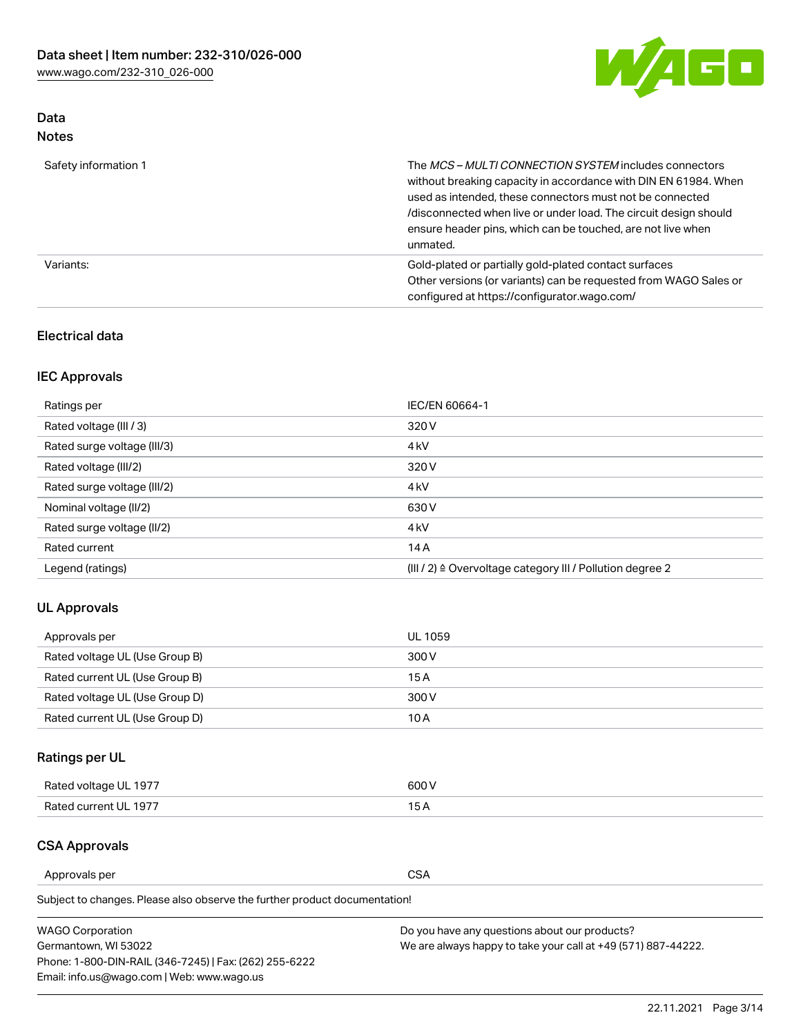## Data
### Notes

| | |
|---|---|
| Safety information 1 | The *MCS – MULTI CONNECTION SYSTEM* includes connectors without breaking capacity in accordance with DIN EN 61984. When used as intended, these connectors must not be connected /disconnected when live or under load. The circuit design should ensure header pins, which can be touched, are not live when unmated. |
| Variants: | Gold-plated or partially gold-plated contact surfaces<br>Other versions (or variants) can be requested from WAGO Sales or configured at https://configurator.wago.com/ |

### Electrical data

### IEC Approvals

| | |
|---|---|
| Ratings per | IEC/EN 60664-1 |
| Rated voltage (III / 3) | 320 V |
| Rated surge voltage (III/3) | 4 kV |
| Rated voltage (III/2) | 320 V |
| Rated surge voltage (III/2) | 4 kV |
| Nominal voltage (II/2) | 630 V |
| Rated surge voltage (II/2) | 4 kV |
| Rated current | 14 A |
| Legend (ratings) | (III / 2) ≙ Overvoltage category III / Pollution degree 2 |

### UL Approvals

| | |
|---|---|
| Approvals per | UL 1059 |
| Rated voltage UL (Use Group B) | 300 V |
| Rated current UL (Use Group B) | 15 A |
| Rated voltage UL (Use Group D) | 300 V |
| Rated current UL (Use Group D) | 10 A |

### Ratings per UL

| | |
|---|---|
| Rated voltage UL 1977 | 600 V |
| Rated current UL 1977 | 15 A |

### CSA Approvals

| | |
|---|---|
| Approvals per | CSA |

Subject to changes. Please also observe the further product documentation!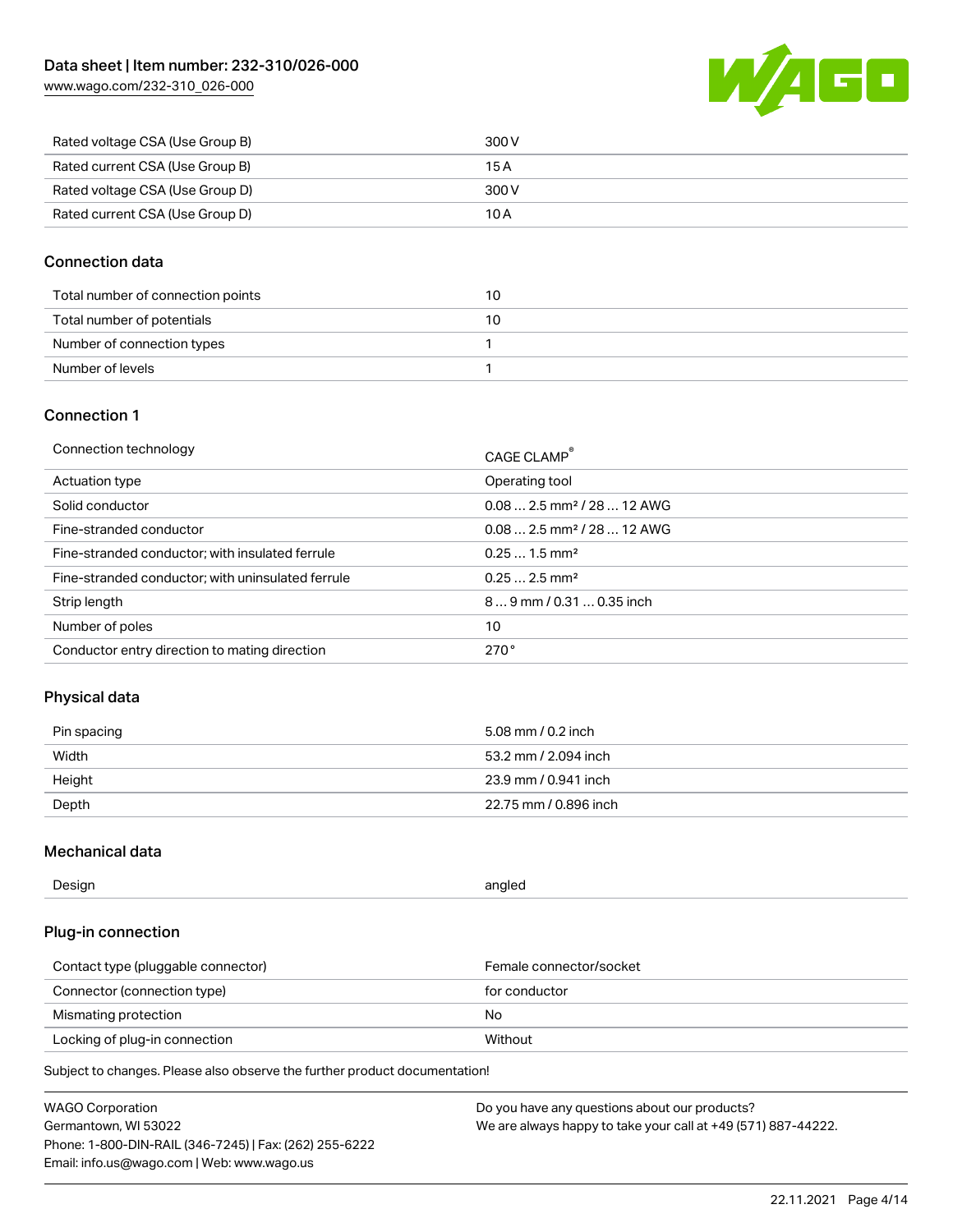| Rated voltage CSA (Use Group B) | 300 V |
| --- | --- |
| Rated current CSA (Use Group B) | 15 A |
| Rated voltage CSA (Use Group D) | 300 V |
| Rated current CSA (Use Group D) | 10 A |

## Connection data

| Total number of connection points | 10 |
| --- | --- |
| Total number of potentials | 10 |
| Number of connection types | 1 |
| Number of levels | 1 |

## Connection 1

| Connection technology | CAGE CLAMP® |
| --- | --- |
| Actuation type | Operating tool |
| Solid conductor | 0.08 … 2.5 mm² / 28 … 12 AWG |
| Fine-stranded conductor | 0.08 … 2.5 mm² / 28 … 12 AWG |
| Fine-stranded conductor; with insulated ferrule | 0.25 … 1.5 mm² |
| Fine-stranded conductor; with uninsulated ferrule | 0.25 … 2.5 mm² |
| Strip length | 8 … 9 mm / 0.31 … 0.35 inch |
| Number of poles | 10 |
| Conductor entry direction to mating direction | 270° |

## Physical data

| Pin spacing | 5.08 mm / 0.2 inch |
| --- | --- |
| Width | 53.2 mm / 2.094 inch |
| Height | 23.9 mm / 0.941 inch |
| Depth | 22.75 mm / 0.896 inch |

## Mechanical data

| Design | angled |
| --- | --- |

## Plug-in connection

| Contact type (pluggable connector) | Female connector/socket |
| --- | --- |
| Connector (connection type) | for conductor |
| Mismating protection | No |
| Locking of plug-in connection | Without |

Subject to changes. Please also observe the further product documentation!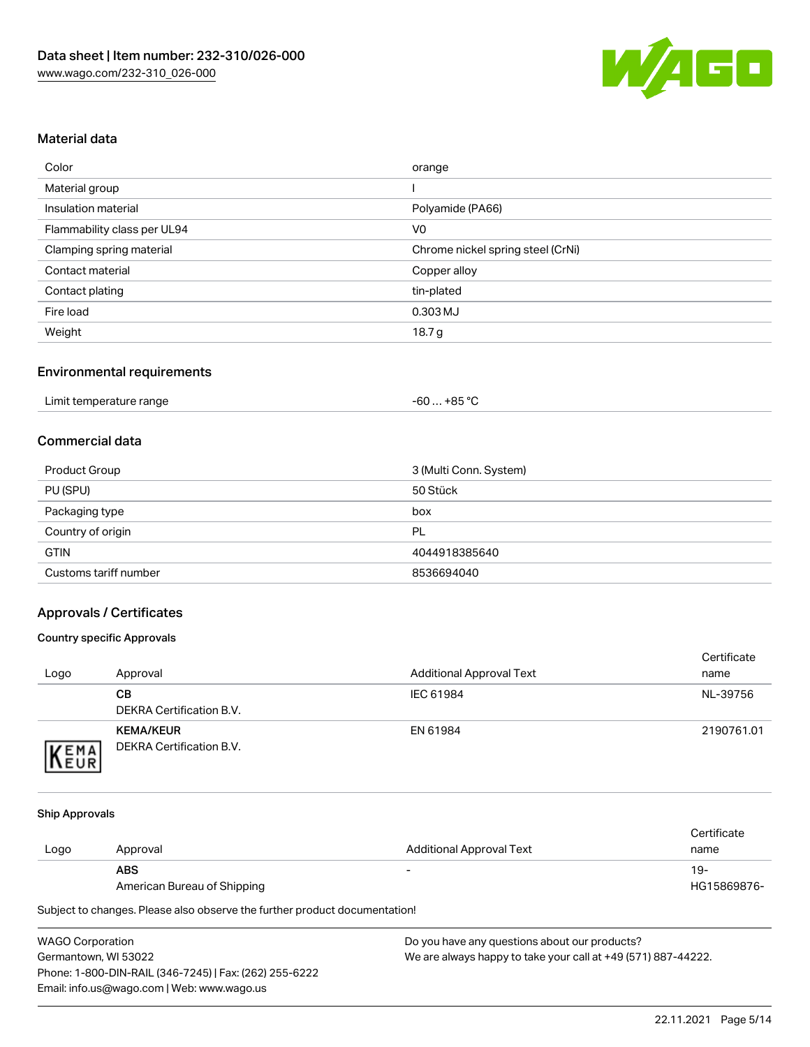## Material data

| Color | orange |
|---|---|
| Material group | I |
| Insulation material | Polyamide (PA66) |
| Flammability class per UL94 | V0 |
| Clamping spring material | Chrome nickel spring steel (CrNi) |
| Contact material | Copper alloy |
| Contact plating | tin-plated |
| Fire load | 0.303 MJ |
| Weight | 18.7 g |

## Environmental requirements

| Limit temperature range | -60 … +85 °C |
|---|---|

## Commercial data

| Product Group | 3 (Multi Conn. System) |
|---|---|
| PU (SPU) | 50 Stück |
| Packaging type | box |
| Country of origin | PL |
| GTIN | 4044918385640 |
| Customs tariff number | 8536694040 |

## Approvals / Certificates

### Country specific Approvals

| Logo | Approval | Additional Approval Text | Certificate name |
|---|---|---|---|
| | **CB**<br>DEKRA Certification B.V. | IEC 61984 | NL-39756 |
| KEMA EUR | **KEMA/KEUR**<br>DEKRA Certification B.V. | EN 61984 | 2190761.01 |

### Ship Approvals

| Logo | Approval | Additional Approval Text | Certificate name |
|---|---|---|---|
| | **ABS**<br>American Bureau of Shipping | - | 19-HG15869876- |

Subject to changes. Please also observe the further product documentation!

WAGO Corporation
Germantown, WI 53022
Phone: 1-800-DIN-RAIL (346-7245) | Fax: (262) 255-6222
Email: info.us@wago.com | Web: www.wago.us

Do you have any questions about our products?
We are always happy to take your call at +49 (571) 887-44222.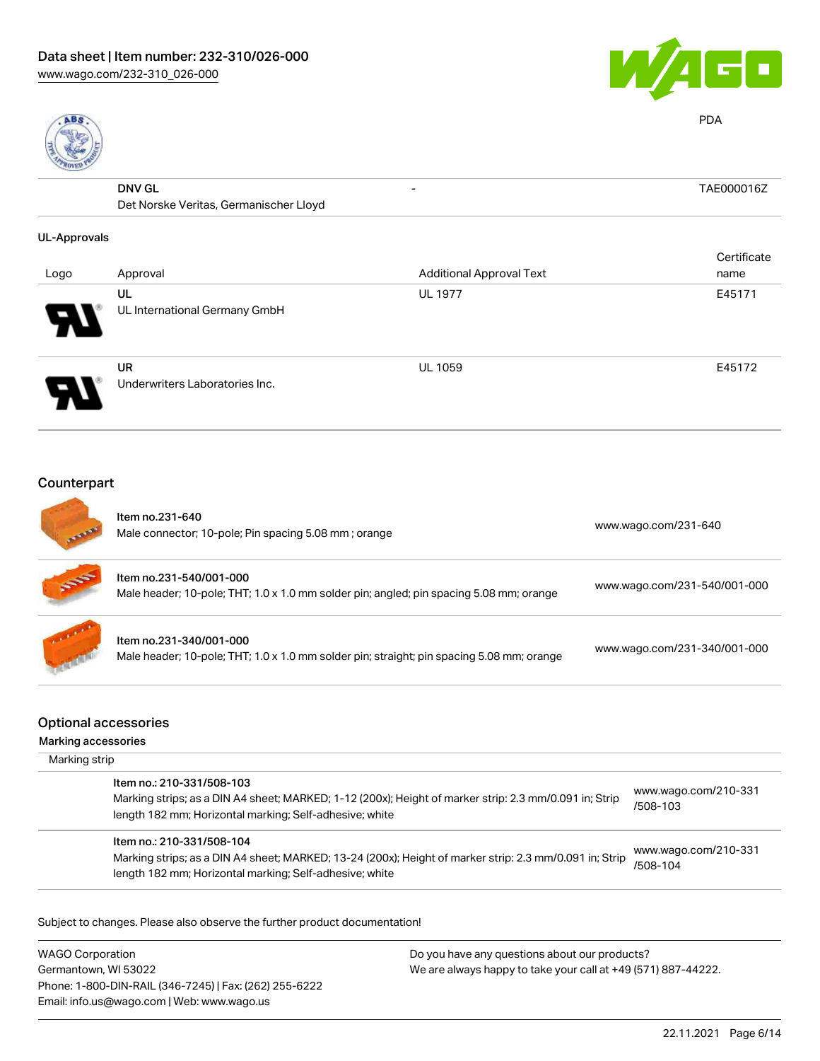| | | | |
|---|---|---|---|
| | DNV GL<br>Det Norske Veritas, Germanischer Lloyd | - | TAE000016Z |

UL-Approvals

| Logo | Approval | Additional Approval Text | Certificate name |
|---|---|---|---|
| | UL<br>UL International Germany GmbH | UL 1977 | E45171 |
| | UR<br>Underwriters Laboratories Inc. | UL 1059 | E45172 |

## Counterpart

| | | |
|---|---|---|
| | Item no.231-640<br>Male connector; 10-pole; Pin spacing 5.08 mm ; orange | www.wago.com/231-640 |
| | Item no.231-540/001-000<br>Male header; 10-pole; THT; 1.0 x 1.0 mm solder pin; angled; pin spacing 5.08 mm; orange | www.wago.com/231-540/001-000 |
| | Item no.231-340/001-000<br>Male header; 10-pole; THT; 1.0 x 1.0 mm solder pin; straight; pin spacing 5.08 mm; orange | www.wago.com/231-340/001-000 |

## Optional accessories

Marking accessories

Marking strip

| | |
|---|---|
| Item no.: 210-331/508-103<br>Marking strips; as a DIN A4 sheet; MARKED; 1-12 (200x); Height of marker strip: 2.3 mm/0.091 in; Strip length 182 mm; Horizontal marking; Self-adhesive; white | www.wago.com/210-331/508-103 |
| Item no.: 210-331/508-104<br>Marking strips; as a DIN A4 sheet; MARKED; 13-24 (200x); Height of marker strip: 2.3 mm/0.091 in; Strip length 182 mm; Horizontal marking; Self-adhesive; white | www.wago.com/210-331/508-104 |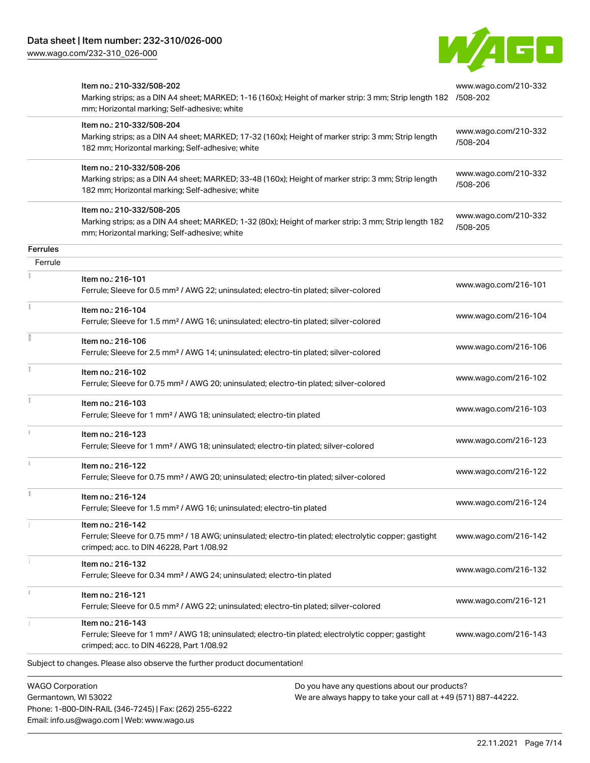| | | |
|---|---|---|
| | Item no.: 210-332/508-202<br>Marking strips; as a DIN A4 sheet; MARKED; 1-16 (160x); Height of marker strip: 3 mm; Strip length 182 mm; Horizontal marking; Self-adhesive; white | www.wago.com/210-332/508-202 |
| | Item no.: 210-332/508-204<br>Marking strips; as a DIN A4 sheet; MARKED; 17-32 (160x); Height of marker strip: 3 mm; Strip length 182 mm; Horizontal marking; Self-adhesive; white | www.wago.com/210-332/508-204 |
| | Item no.: 210-332/508-206<br>Marking strips; as a DIN A4 sheet; MARKED; 33-48 (160x); Height of marker strip: 3 mm; Strip length 182 mm; Horizontal marking; Self-adhesive; white | www.wago.com/210-332/508-206 |
| | Item no.: 210-332/508-205<br>Marking strips; as a DIN A4 sheet; MARKED; 1-32 (80x); Height of marker strip: 3 mm; Strip length 182 mm; Horizontal marking; Self-adhesive; white | www.wago.com/210-332/508-205 |

**Ferrules**

Ferrule

| | | |
|---|---|---|
| | Item no.: 216-101<br>Ferrule; Sleeve for 0.5 mm² / AWG 22; uninsulated; electro-tin plated; silver-colored | www.wago.com/216-101 |
| | Item no.: 216-104<br>Ferrule; Sleeve for 1.5 mm² / AWG 16; uninsulated; electro-tin plated; silver-colored | www.wago.com/216-104 |
| | Item no.: 216-106<br>Ferrule; Sleeve for 2.5 mm² / AWG 14; uninsulated; electro-tin plated; silver-colored | www.wago.com/216-106 |
| | Item no.: 216-102<br>Ferrule; Sleeve for 0.75 mm² / AWG 20; uninsulated; electro-tin plated; silver-colored | www.wago.com/216-102 |
| | Item no.: 216-103<br>Ferrule; Sleeve for 1 mm² / AWG 18; uninsulated; electro-tin plated | www.wago.com/216-103 |
| | Item no.: 216-123<br>Ferrule; Sleeve for 1 mm² / AWG 18; uninsulated; electro-tin plated; silver-colored | www.wago.com/216-123 |
| | Item no.: 216-122<br>Ferrule; Sleeve for 0.75 mm² / AWG 20; uninsulated; electro-tin plated; silver-colored | www.wago.com/216-122 |
| | Item no.: 216-124<br>Ferrule; Sleeve for 1.5 mm² / AWG 16; uninsulated; electro-tin plated | www.wago.com/216-124 |
| | Item no.: 216-142<br>Ferrule; Sleeve for 0.75 mm² / 18 AWG; uninsulated; electro-tin plated; electrolytic copper; gastight crimped; acc. to DIN 46228, Part 1/08.92 | www.wago.com/216-142 |
| | Item no.: 216-132<br>Ferrule; Sleeve for 0.34 mm² / AWG 24; uninsulated; electro-tin plated | www.wago.com/216-132 |
| | Item no.: 216-121<br>Ferrule; Sleeve for 0.5 mm² / AWG 22; uninsulated; electro-tin plated; silver-colored | www.wago.com/216-121 |
| | Item no.: 216-143<br>Ferrule; Sleeve for 1 mm² / AWG 18; uninsulated; electro-tin plated; electrolytic copper; gastight crimped; acc. to DIN 46228, Part 1/08.92 | www.wago.com/216-143 |

Subject to changes. Please also observe the further product documentation!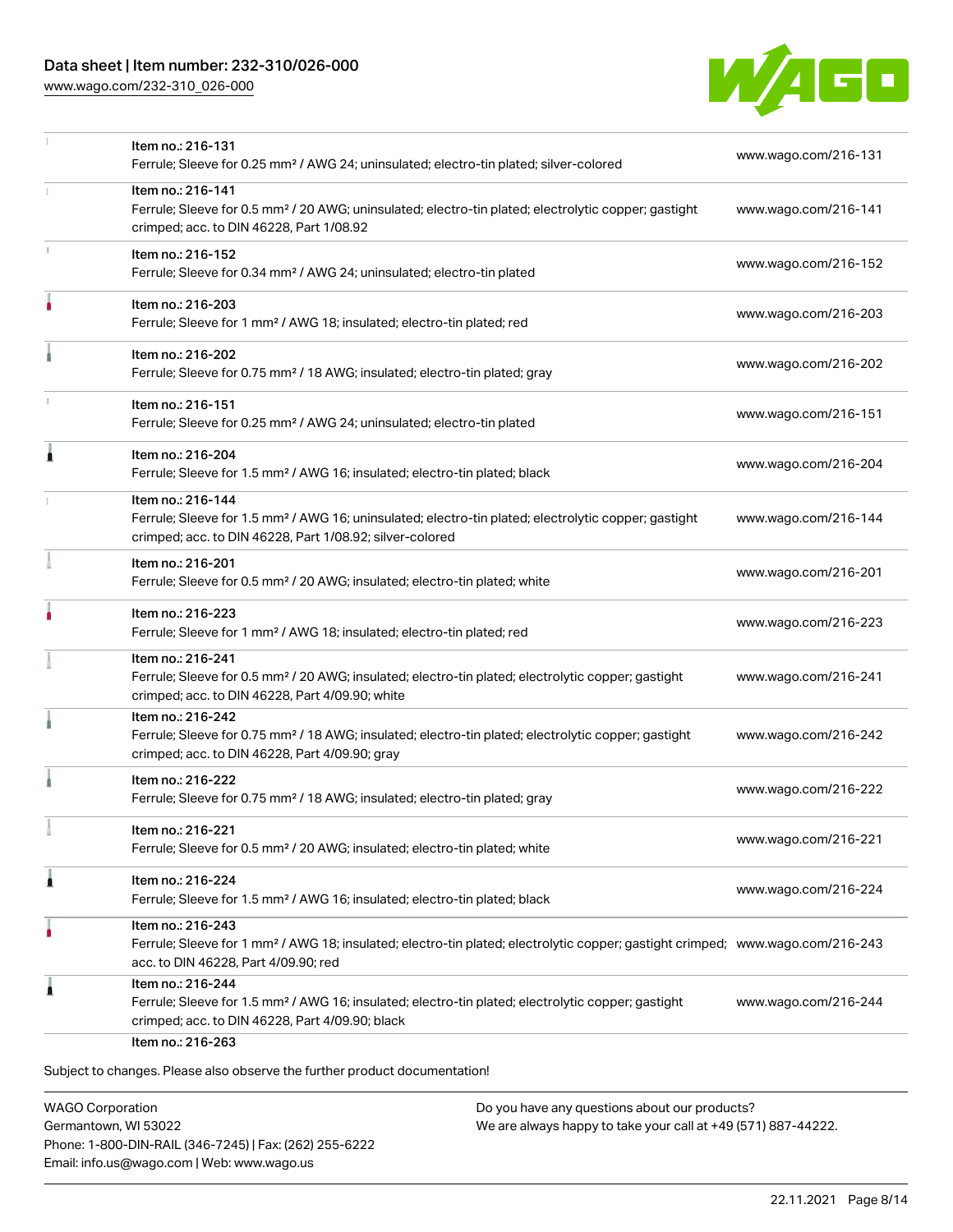| | | |
|---|---|---|
| | Item no.: 216-131<br>Ferrule; Sleeve for 0.25 mm² / AWG 24; uninsulated; electro-tin plated; silver-colored | www.wago.com/216-131 |
| | Item no.: 216-141<br>Ferrule; Sleeve for 0.5 mm² / 20 AWG; uninsulated; electro-tin plated; electrolytic copper; gastight crimped; acc. to DIN 46228, Part 1/08.92 | www.wago.com/216-141 |
| | Item no.: 216-152<br>Ferrule; Sleeve for 0.34 mm² / AWG 24; uninsulated; electro-tin plated | www.wago.com/216-152 |
| | Item no.: 216-203<br>Ferrule; Sleeve for 1 mm² / AWG 18; insulated; electro-tin plated; red | www.wago.com/216-203 |
| | Item no.: 216-202<br>Ferrule; Sleeve for 0.75 mm² / 18 AWG; insulated; electro-tin plated; gray | www.wago.com/216-202 |
| | Item no.: 216-151<br>Ferrule; Sleeve for 0.25 mm² / AWG 24; uninsulated; electro-tin plated | www.wago.com/216-151 |
| | Item no.: 216-204<br>Ferrule; Sleeve for 1.5 mm² / AWG 16; insulated; electro-tin plated; black | www.wago.com/216-204 |
| | Item no.: 216-144<br>Ferrule; Sleeve for 1.5 mm² / AWG 16; uninsulated; electro-tin plated; electrolytic copper; gastight crimped; acc. to DIN 46228, Part 1/08.92; silver-colored | www.wago.com/216-144 |
| | Item no.: 216-201<br>Ferrule; Sleeve for 0.5 mm² / 20 AWG; insulated; electro-tin plated; white | www.wago.com/216-201 |
| | Item no.: 216-223<br>Ferrule; Sleeve for 1 mm² / AWG 18; insulated; electro-tin plated; red | www.wago.com/216-223 |
| | Item no.: 216-241<br>Ferrule; Sleeve for 0.5 mm² / 20 AWG; insulated; electro-tin plated; electrolytic copper; gastight crimped; acc. to DIN 46228, Part 4/09.90; white | www.wago.com/216-241 |
| | Item no.: 216-242<br>Ferrule; Sleeve for 0.75 mm² / 18 AWG; insulated; electro-tin plated; electrolytic copper; gastight crimped; acc. to DIN 46228, Part 4/09.90; gray | www.wago.com/216-242 |
| | Item no.: 216-222<br>Ferrule; Sleeve for 0.75 mm² / 18 AWG; insulated; electro-tin plated; gray | www.wago.com/216-222 |
| | Item no.: 216-221<br>Ferrule; Sleeve for 0.5 mm² / 20 AWG; insulated; electro-tin plated; white | www.wago.com/216-221 |
| | Item no.: 216-224<br>Ferrule; Sleeve for 1.5 mm² / AWG 16; insulated; electro-tin plated; black | www.wago.com/216-224 |
| | Item no.: 216-243<br>Ferrule; Sleeve for 1 mm² / AWG 18; insulated; electro-tin plated; electrolytic copper; gastight crimped; acc. to DIN 46228, Part 4/09.90; red | www.wago.com/216-243 |
| | Item no.: 216-244<br>Ferrule; Sleeve for 1.5 mm² / AWG 16; insulated; electro-tin plated; electrolytic copper; gastight crimped; acc. to DIN 46228, Part 4/09.90; black | www.wago.com/216-244 |
| | Item no.: 216-263 | |

Subject to changes. Please also observe the further product documentation!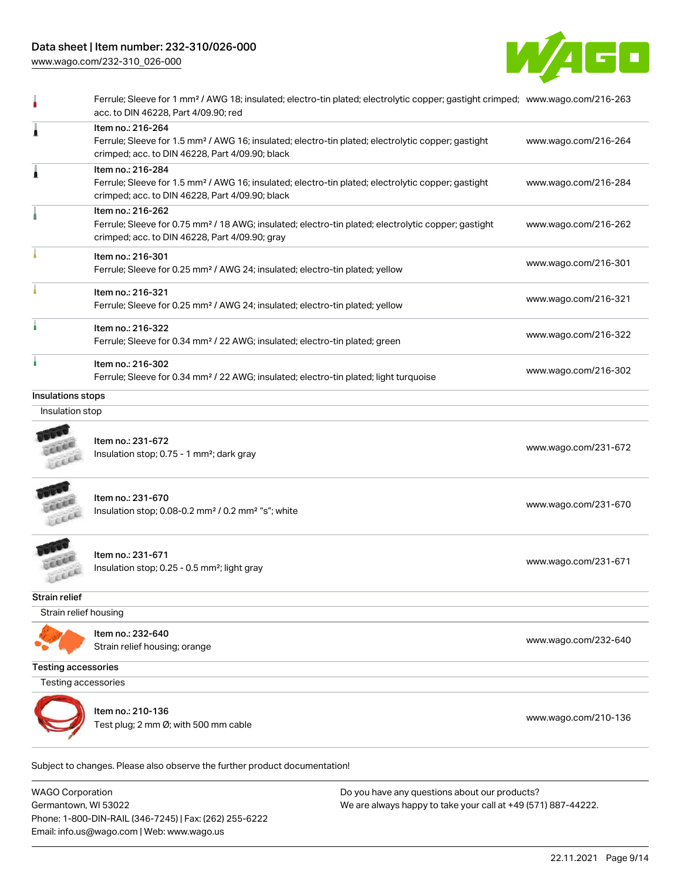| | |
|---|---|
| Ferrule; Sleeve for 1 mm² / AWG 18; insulated; electro-tin plated; electrolytic copper; gastight crimped; acc. to DIN 46228, Part 4/09.90; red | www.wago.com/216-263 |
| Item no.: 216-264<br>Ferrule; Sleeve for 1.5 mm² / AWG 16; insulated; electro-tin plated; electrolytic copper; gastight crimped; acc. to DIN 46228, Part 4/09.90; black | www.wago.com/216-264 |
| Item no.: 216-284<br>Ferrule; Sleeve for 1.5 mm² / AWG 16; insulated; electro-tin plated; electrolytic copper; gastight crimped; acc. to DIN 46228, Part 4/09.90; black | www.wago.com/216-284 |
| Item no.: 216-262<br>Ferrule; Sleeve for 0.75 mm² / 18 AWG; insulated; electro-tin plated; electrolytic copper; gastight crimped; acc. to DIN 46228, Part 4/09.90; gray | www.wago.com/216-262 |
| Item no.: 216-301<br>Ferrule; Sleeve for 0.25 mm² / AWG 24; insulated; electro-tin plated; yellow | www.wago.com/216-301 |
| Item no.: 216-321<br>Ferrule; Sleeve for 0.25 mm² / AWG 24; insulated; electro-tin plated; yellow | www.wago.com/216-321 |
| Item no.: 216-322<br>Ferrule; Sleeve for 0.34 mm² / 22 AWG; insulated; electro-tin plated; green | www.wago.com/216-322 |
| Item no.: 216-302<br>Ferrule; Sleeve for 0.34 mm² / 22 AWG; insulated; electro-tin plated; light turquoise | www.wago.com/216-302 |

## Insulations stops

### Insulation stop

| | |
|---|---|
| Item no.: 231-672<br>Insulation stop; 0.75 - 1 mm²; dark gray | www.wago.com/231-672 |
| Item no.: 231-670<br>Insulation stop; 0.08-0.2 mm² / 0.2 mm² "s"; white | www.wago.com/231-670 |
| Item no.: 231-671<br>Insulation stop; 0.25 - 0.5 mm²; light gray | www.wago.com/231-671 |

## Strain relief

### Strain relief housing

| | |
|---|---|
| Item no.: 232-640<br>Strain relief housing; orange | www.wago.com/232-640 |

## Testing accessories

### Testing accessories

| | |
|---|---|
| Item no.: 210-136<br>Test plug; 2 mm Ø; with 500 mm cable | www.wago.com/210-136 |

Subject to changes. Please also observe the further product documentation!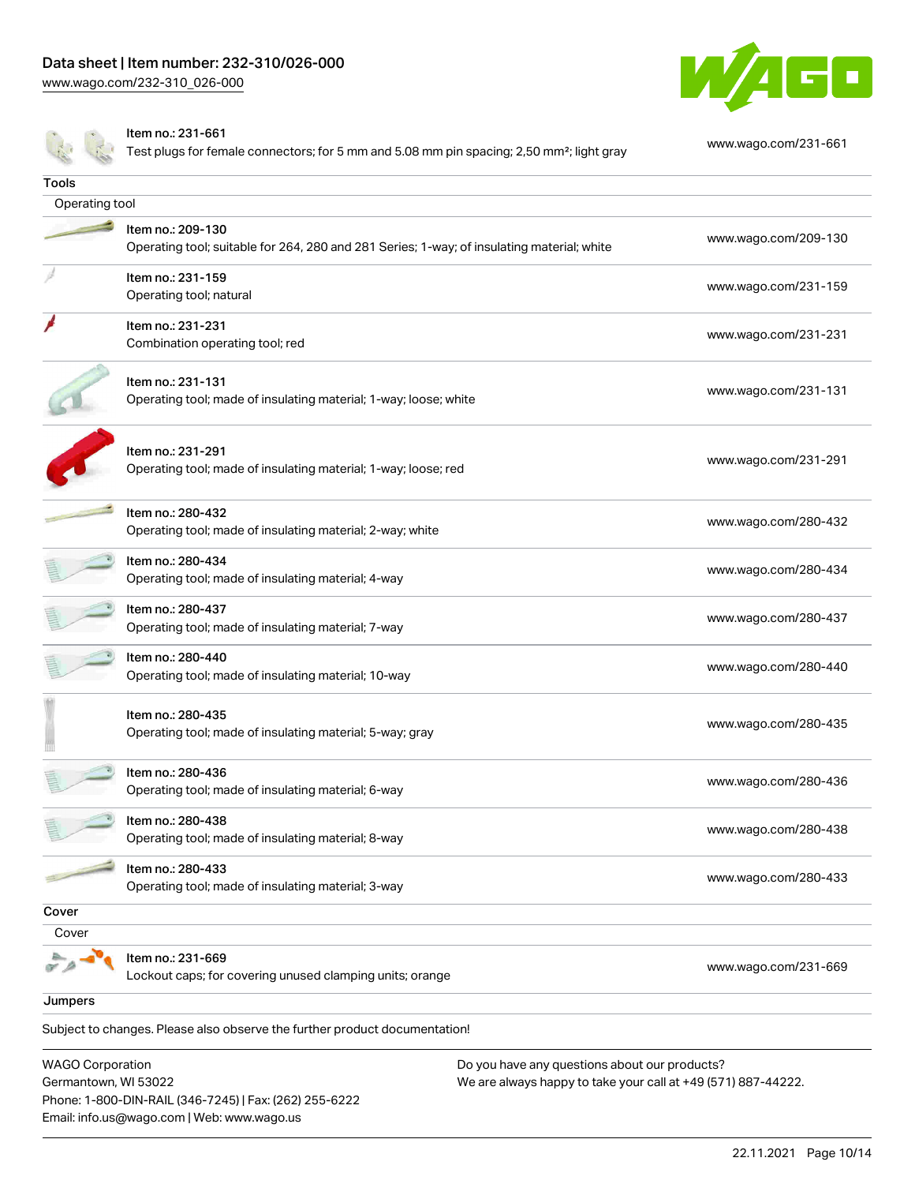| Item | Link |
|---|---|
| Item no.: 231-661<br>Test plugs for female connectors; for 5 mm and 5.08 mm pin spacing; 2,50 mm²; light gray | www.wago.com/231-661 |

**Tools**

Operating tool

| Item | Link |
|---|---|
| Item no.: 209-130<br>Operating tool; suitable for 264, 280 and 281 Series; 1-way; of insulating material; white | www.wago.com/209-130 |
| Item no.: 231-159<br>Operating tool; natural | www.wago.com/231-159 |
| Item no.: 231-231<br>Combination operating tool; red | www.wago.com/231-231 |
| Item no.: 231-131<br>Operating tool; made of insulating material; 1-way; loose; white | www.wago.com/231-131 |
| Item no.: 231-291<br>Operating tool; made of insulating material; 1-way; loose; red | www.wago.com/231-291 |
| Item no.: 280-432<br>Operating tool; made of insulating material; 2-way; white | www.wago.com/280-432 |
| Item no.: 280-434<br>Operating tool; made of insulating material; 4-way | www.wago.com/280-434 |
| Item no.: 280-437<br>Operating tool; made of insulating material; 7-way | www.wago.com/280-437 |
| Item no.: 280-440<br>Operating tool; made of insulating material; 10-way | www.wago.com/280-440 |
| Item no.: 280-435<br>Operating tool; made of insulating material; 5-way; gray | www.wago.com/280-435 |
| Item no.: 280-436<br>Operating tool; made of insulating material; 6-way | www.wago.com/280-436 |
| Item no.: 280-438<br>Operating tool; made of insulating material; 8-way | www.wago.com/280-438 |
| Item no.: 280-433<br>Operating tool; made of insulating material; 3-way | www.wago.com/280-433 |

**Cover**

Cover

| Item | Link |
|---|---|
| Item no.: 231-669<br>Lockout caps; for covering unused clamping units; orange | www.wago.com/231-669 |

**Jumpers**

Subject to changes. Please also observe the further product documentation!

WAGO Corporation
Germantown, WI 53022
Phone: 1-800-DIN-RAIL (346-7245) | Fax: (262) 255-6222
Email: info.us@wago.com | Web: www.wago.us

Do you have any questions about our products?
We are always happy to take your call at +49 (571) 887-44222.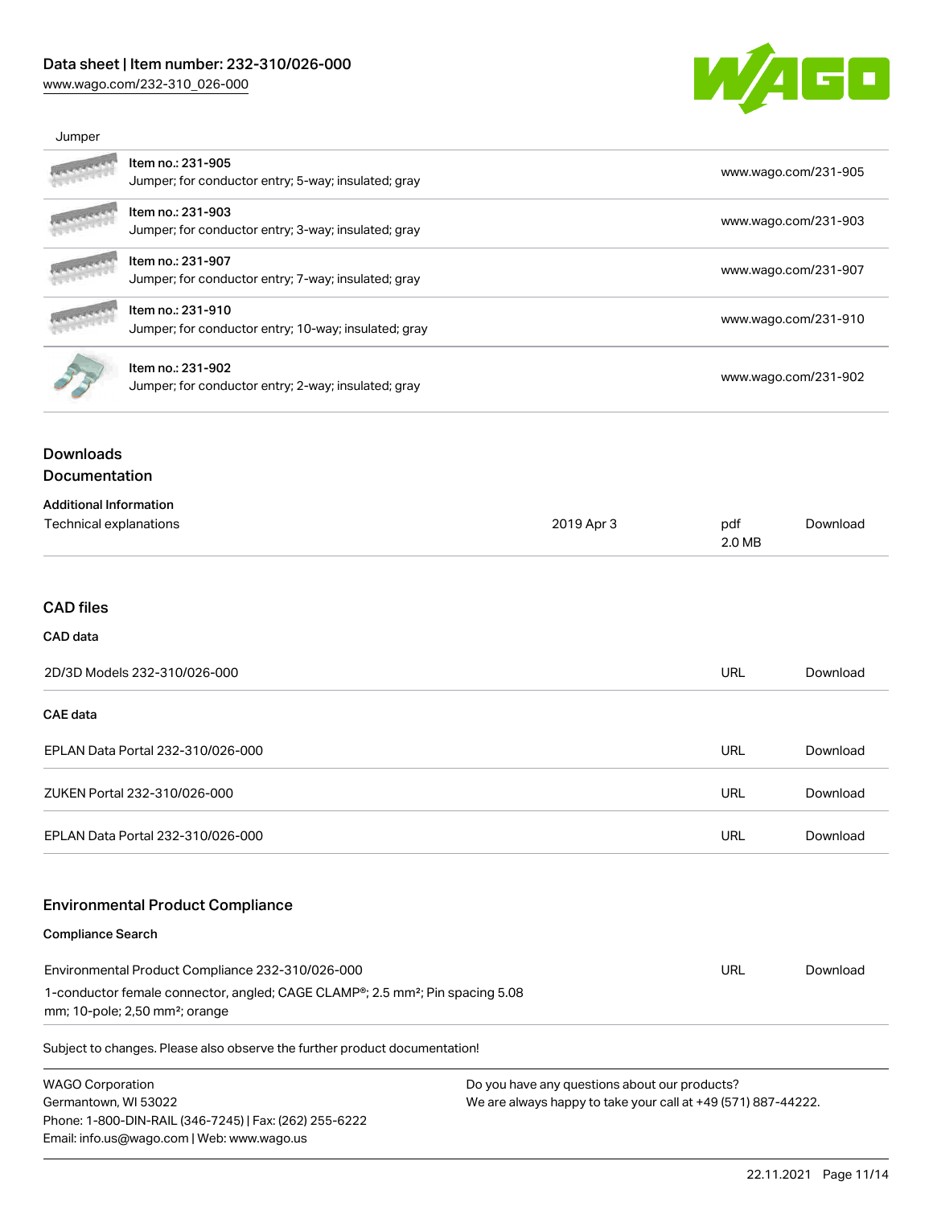Jumper

| Item | URL |
| --- | --- |
| Item no.: 231-905<br>Jumper; for conductor entry; 5-way; insulated; gray | www.wago.com/231-905 |
| Item no.: 231-903<br>Jumper; for conductor entry; 3-way; insulated; gray | www.wago.com/231-903 |
| Item no.: 231-907<br>Jumper; for conductor entry; 7-way; insulated; gray | www.wago.com/231-907 |
| Item no.: 231-910<br>Jumper; for conductor entry; 10-way; insulated; gray | www.wago.com/231-910 |
| Item no.: 231-902<br>Jumper; for conductor entry; 2-way; insulated; gray | www.wago.com/231-902 |

## Downloads

### Documentation

**Additional Information**

| | | | |
| --- | --- | --- | --- |
| Technical explanations | 2019 Apr 3 | pdf<br>2.0 MB | Download |

## CAD files

**CAD data**

| | | |
| --- | --- | --- |
| 2D/3D Models 232-310/026-000 | URL | Download |

**CAE data**

| | | |
| --- | --- | --- |
| EPLAN Data Portal 232-310/026-000 | URL | Download |
| ZUKEN Portal 232-310/026-000 | URL | Download |
| EPLAN Data Portal 232-310/026-000 | URL | Download |

## Environmental Product Compliance

**Compliance Search**

| | | |
| --- | --- | --- |
| Environmental Product Compliance 232-310/026-000<br>1-conductor female connector, angled; CAGE CLAMP®; 2.5 mm²; Pin spacing 5.08 mm; 10-pole; 2,50 mm²; orange | URL | Download |

Subject to changes. Please also observe the further product documentation!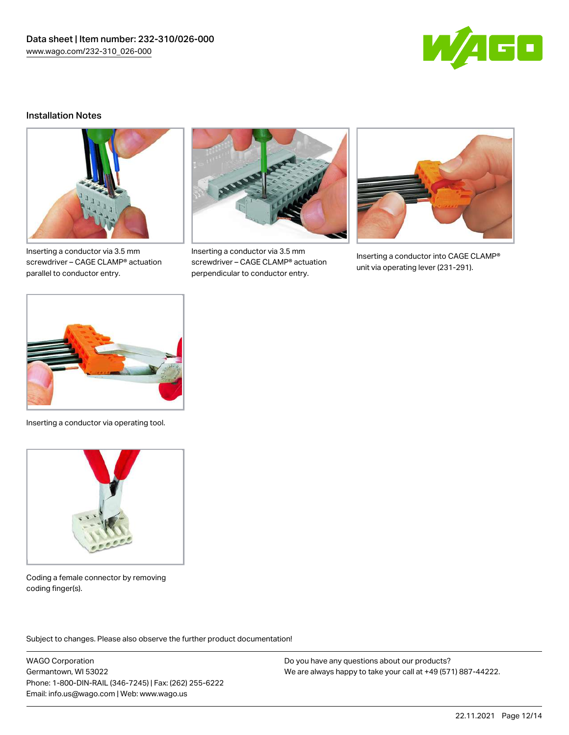## Installation Notes

Inserting a conductor via 3.5 mm screwdriver – CAGE CLAMP® actuation parallel to conductor entry.

Inserting a conductor via 3.5 mm screwdriver – CAGE CLAMP® actuation perpendicular to conductor entry.

Inserting a conductor into CAGE CLAMP® unit via operating lever (231-291).

Inserting a conductor via operating tool.

Coding a female connector by removing coding finger(s).

Subject to changes. Please also observe the further product documentation!

WAGO Corporation
Germantown, WI 53022
Phone: 1-800-DIN-RAIL (346-7245) | Fax: (262) 255-6222
Email: info.us@wago.com | Web: www.wago.us

Do you have any questions about our products?
We are always happy to take your call at +49 (571) 887-44222.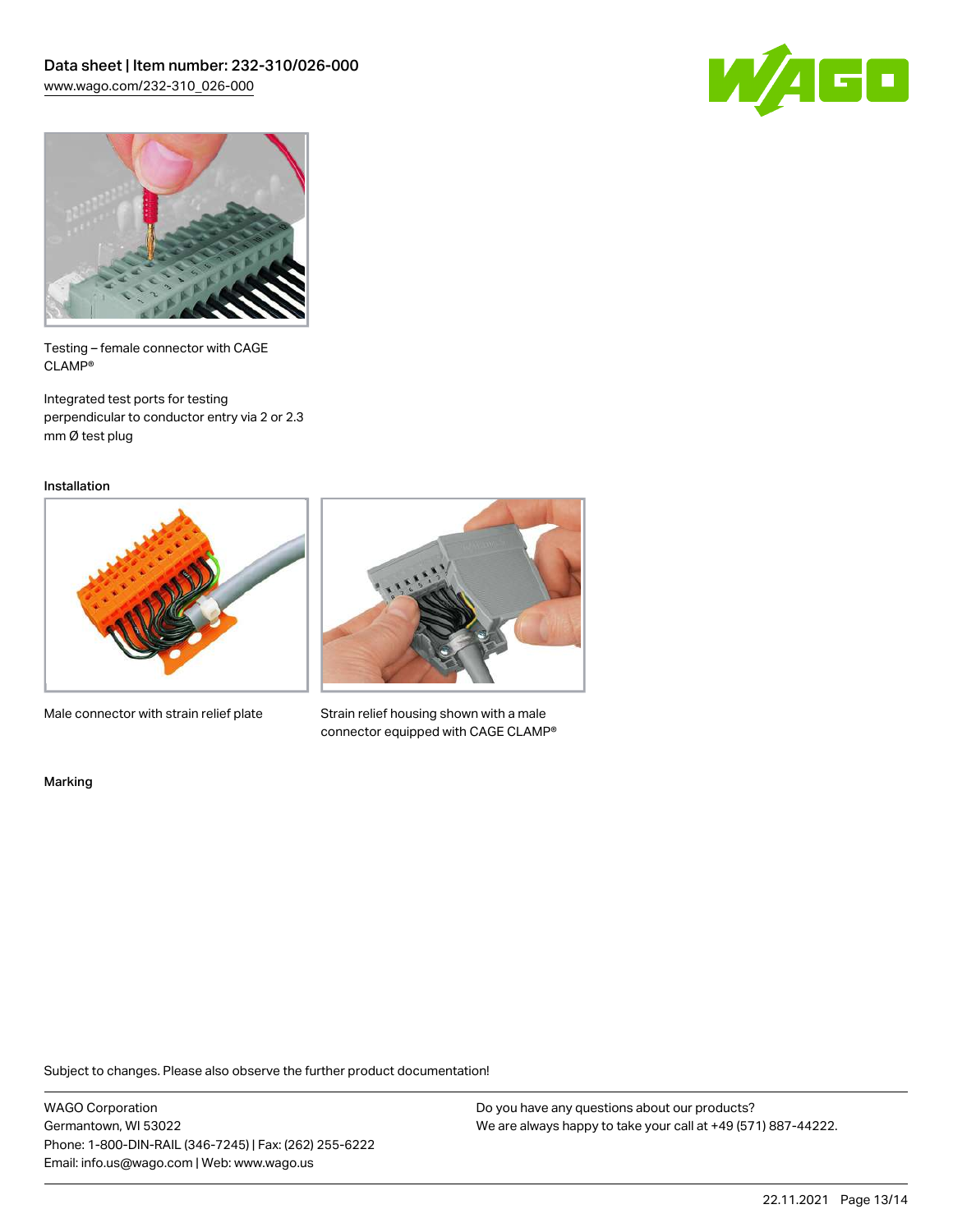Testing – female connector with CAGE CLAMP®

Integrated test ports for testing perpendicular to conductor entry via 2 or 2.3 mm Ø test plug

Installation

Male connector with strain relief plate

Strain relief housing shown with a male connector equipped with CAGE CLAMP®

Marking

Subject to changes. Please also observe the further product documentation!

WAGO Corporation
Germantown, WI 53022
Phone: 1-800-DIN-RAIL (346-7245) | Fax: (262) 255-6222
Email: info.us@wago.com | Web: www.wago.us

Do you have any questions about our products?
We are always happy to take your call at +49 (571) 887-44222.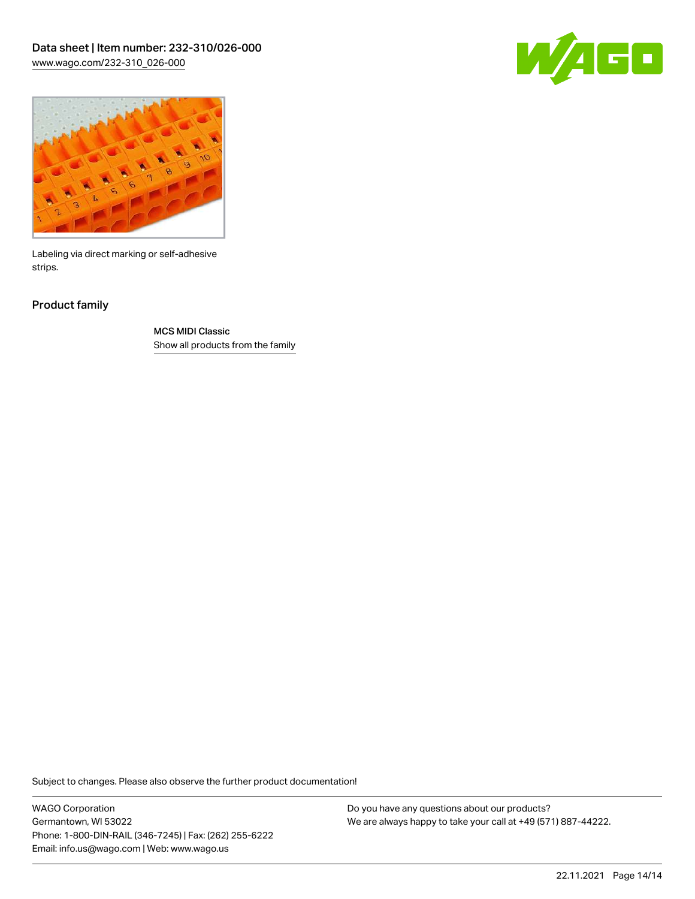Labeling via direct marking or self-adhesive strips.

## Product family

**MCS MIDI Classic**

Show all products from the family

Subject to changes. Please also observe the further product documentation!

WAGO Corporation
Germantown, WI 53022
Phone: 1-800-DIN-RAIL (346-7245) | Fax: (262) 255-6222
Email: info.us@wago.com | Web: www.wago.us

Do you have any questions about our products?
We are always happy to take your call at +49 (571) 887-44222.